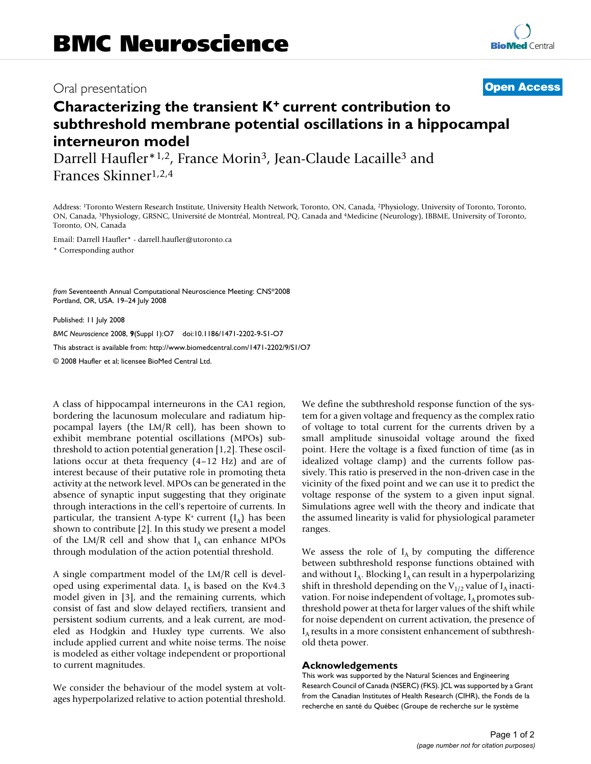Oral presentation

**Open Access**

# Characterizing the transient K⁺ current contribution to subthreshold membrane potential oscillations in a hippocampal interneuron model

Darrell Haufler*[1,2], France Morin[3], Jean-Claude Lacaille[3] and Frances Skinner[1,2,4]

Address: [1]Toronto Western Research Institute, University Health Network, Toronto, ON, Canada, [2]Physiology, University of Toronto, Toronto, ON, Canada, [3]Physiology, GRSNC, Université de Montréal, Montreal, PQ, Canada and [4]Medicine (Neurology), IBBME, University of Toronto, Toronto, ON, Canada

Email: Darrell Haufler* - darrell.haufler@utoronto.ca

* Corresponding author

*from* Seventeenth Annual Computational Neuroscience Meeting: CNS*2008
Portland, OR, USA. 19–24 July 2008

Published: 11 July 2008

*BMC Neuroscience* 2008, **9**(Suppl 1):O7 doi:10.1186/1471-2202-9-S1-O7

This abstract is available from: http://www.biomedcentral.com/1471-2202/9/S1/O7

© 2008 Haufler et al; licensee BioMed Central Ltd.

A class of hippocampal interneurons in the CA1 region, bordering the lacunosum moleculare and radiatum hippocampal layers (the LM/R cell), has been shown to exhibit membrane potential oscillations (MPOs) subthreshold to action potential generation [1,2]. These oscillations occur at theta frequency (4–12 Hz) and are of interest because of their putative role in promoting theta activity at the network level. MPOs can be generated in the absence of synaptic input suggesting that they originate through interactions in the cell's repertoire of currents. In particular, the transient A-type $K^+$ current ($I_A$) has been shown to contribute [2]. In this study we present a model of the LM/R cell and show that $I_A$ can enhance MPOs through modulation of the action potential threshold.

A single compartment model of the LM/R cell is developed using experimental data. $I_A$ is based on the Kv4.3 model given in [3], and the remaining currents, which consist of fast and slow delayed rectifiers, transient and persistent sodium currents, and a leak current, are modeled as Hodgkin and Huxley type currents. We also include applied current and white noise terms. The noise is modeled as either voltage independent or proportional to current magnitudes.

We consider the behaviour of the model system at voltages hyperpolarized relative to action potential threshold. We define the subthreshold response function of the system for a given voltage and frequency as the complex ratio of voltage to total current for the currents driven by a small amplitude sinusoidal voltage around the fixed point. Here the voltage is a fixed function of time (as in idealized voltage clamp) and the currents follow passively. This ratio is preserved in the non-driven case in the vicinity of the fixed point and we can use it to predict the voltage response of the system to a given input signal. Simulations agree well with the theory and indicate that the assumed linearity is valid for physiological parameter ranges.

We assess the role of $I_A$ by computing the difference between subthreshold response functions obtained with and without $I_A$. Blocking $I_A$ can result in a hyperpolarizing shift in threshold depending on the $V_{1/2}$ value of $I_A$ inactivation. For noise independent of voltage, $I_A$ promotes subthreshold power at theta for larger values of the shift while for noise dependent on current activation, the presence of $I_A$ results in a more consistent enhancement of subthreshold theta power.

## Acknowledgements

This work was supported by the Natural Sciences and Engineering Research Council of Canada (NSERC) (FKS). JCL was supported by a Grant from the Canadian Institutes of Health Research (CIHR), the Fonds de la recherche en santé du Québec (Groupe de recherche sur le système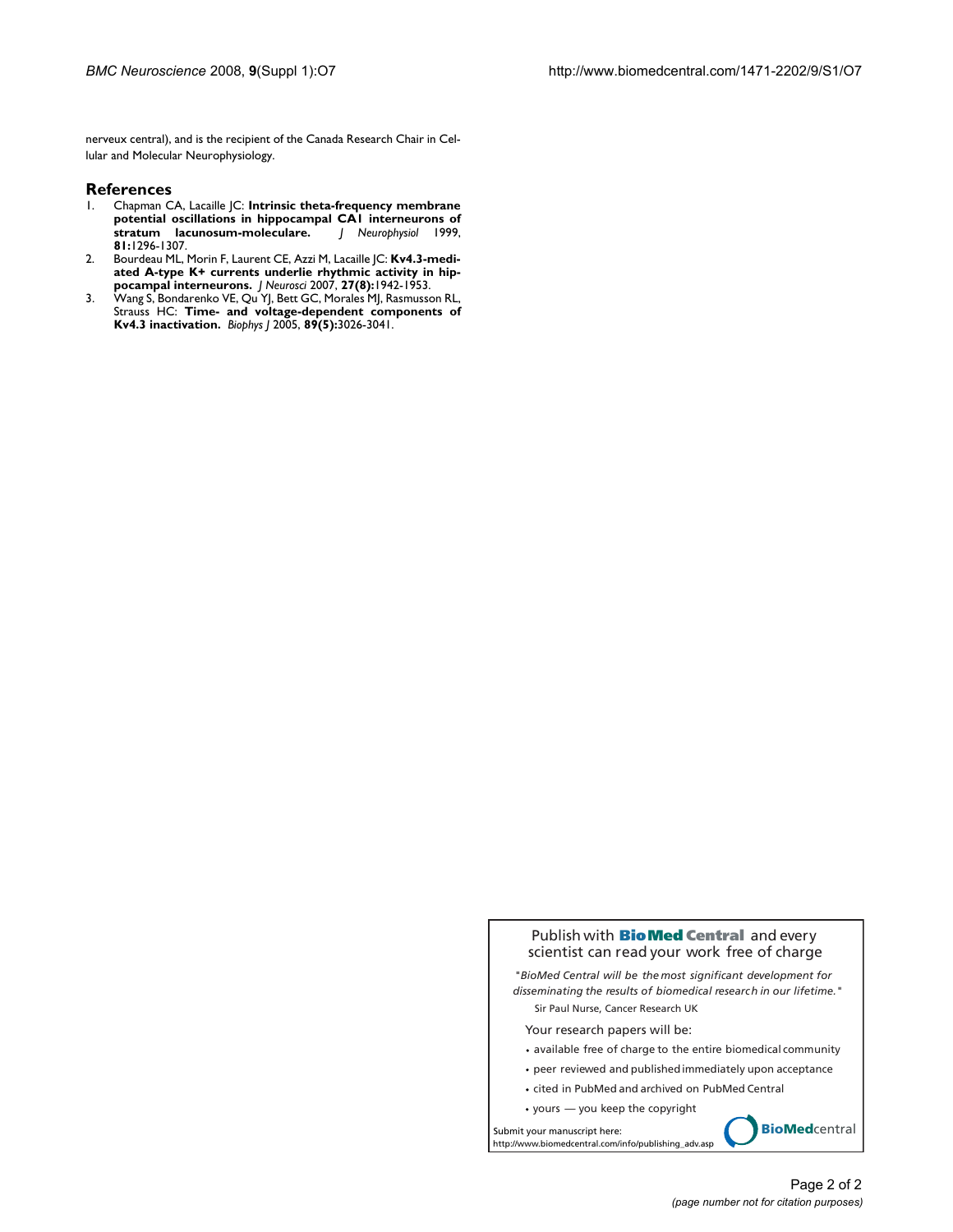nerveux central), and is the recipient of the Canada Research Chair in Cellular and Molecular Neurophysiology.

## References

1. Chapman CA, Lacaille JC: **Intrinsic theta-frequency membrane potential oscillations in hippocampal CA1 interneurons of stratum lacunosum-moleculare.** *J Neurophysiol* 1999, **81:**1296-1307.
2. Bourdeau ML, Morin F, Laurent CE, Azzi M, Lacaille JC: **Kv4.3-mediated A-type K+ currents underlie rhythmic activity in hippocampal interneurons.** *J Neurosci* 2007, **27(8):**1942-1953.
3. Wang S, Bondarenko VE, Qu YJ, Bett GC, Morales MJ, Rasmusson RL, Strauss HC: **Time- and voltage-dependent components of Kv4.3 inactivation.** *Biophys J* 2005, **89(5):**3026-3041.

Publish with **BioMed Central** and every scientist can read your work free of charge

*"BioMed Central will be the most significant development for disseminating the results of biomedical research in our lifetime."*

Sir Paul Nurse, Cancer Research UK

Your research papers will be:

- available free of charge to the entire biomedical community
- peer reviewed and published immediately upon acceptance
- cited in PubMed and archived on PubMed Central
- yours — you keep the copyright

Submit your manuscript here:
http://www.biomedcentral.com/info/publishing_adv.asp

BioMedcentral